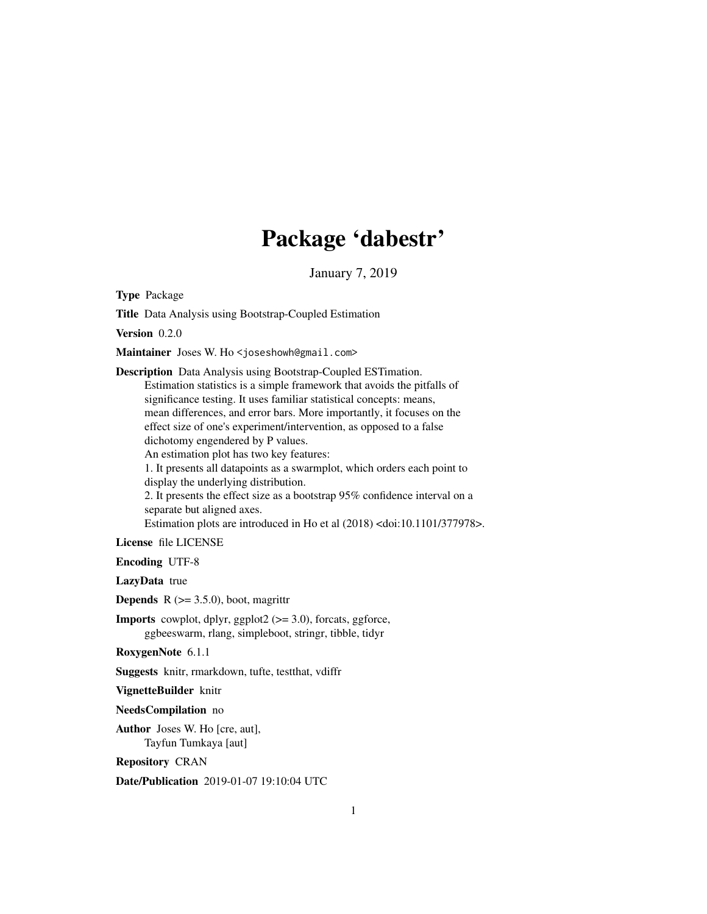# Package 'dabestr'

January 7, 2019

**Type** Package

**Title** Data Analysis using Bootstrap-Coupled Estimation

**Version** 0.2.0

**Maintainer** Joses W. Ho <joseshowh@gmail.com>

**Description** Data Analysis using Bootstrap-Coupled ESTimation.
Estimation statistics is a simple framework that avoids the pitfalls of significance testing. It uses familiar statistical concepts: means, mean differences, and error bars. More importantly, it focuses on the effect size of one's experiment/intervention, as opposed to a false dichotomy engendered by P values.
An estimation plot has two key features:
1. It presents all datapoints as a swarmplot, which orders each point to display the underlying distribution.
2. It presents the effect size as a bootstrap 95% confidence interval on a separate but aligned axes.
Estimation plots are introduced in Ho et al (2018) <doi:10.1101/377978>.

**License** file LICENSE

**Encoding** UTF-8

**LazyData** true

**Depends** R (>= 3.5.0), boot, magrittr

**Imports** cowplot, dplyr, ggplot2 (>= 3.0), forcats, ggforce, ggbeeswarm, rlang, simpleboot, stringr, tibble, tidyr

**RoxygenNote** 6.1.1

**Suggests** knitr, rmarkdown, tufte, testthat, vdiffr

**VignetteBuilder** knitr

**NeedsCompilation** no

**Author** Joses W. Ho [cre, aut],
Tayfun Tumkaya [aut]

**Repository** CRAN

**Date/Publication** 2019-01-07 19:10:04 UTC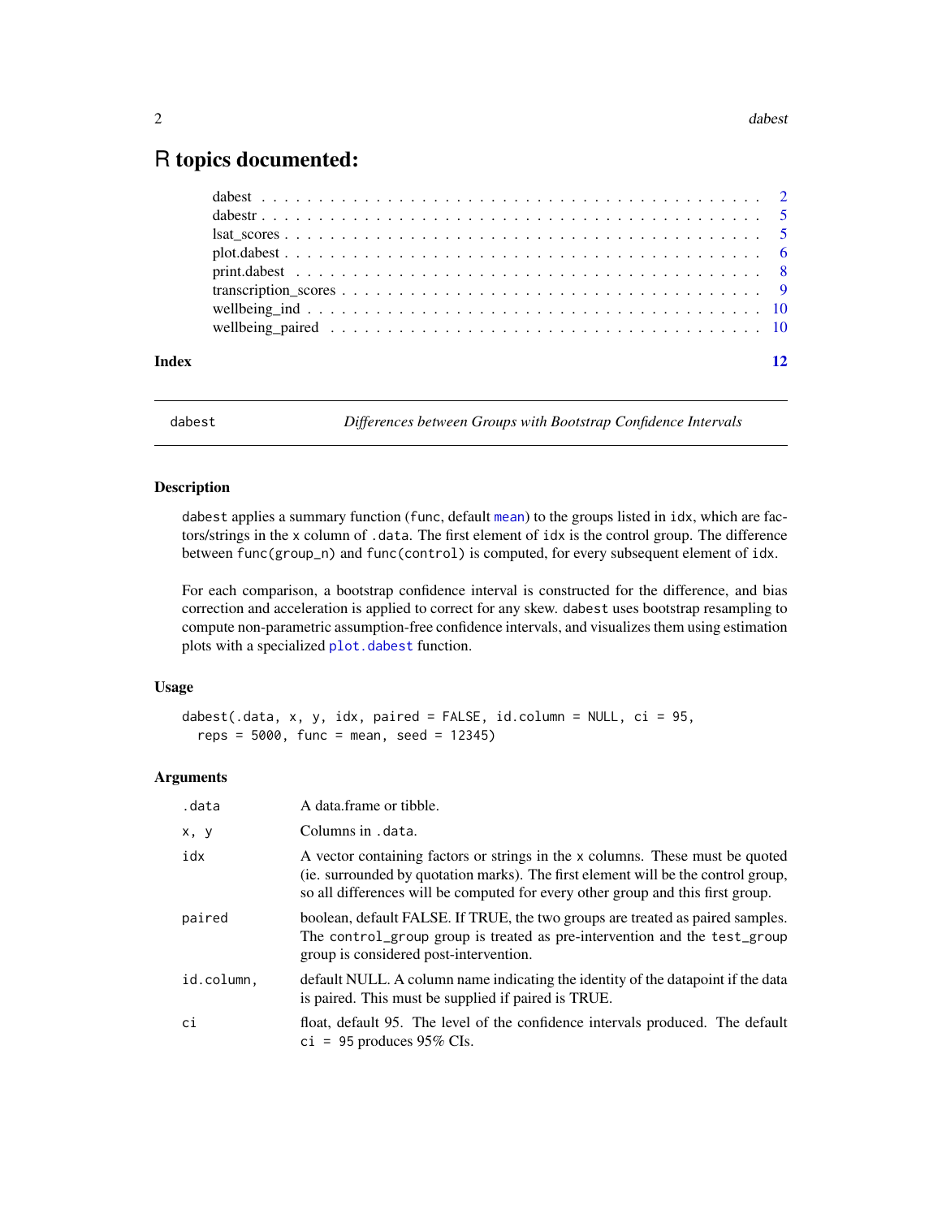# R topics documented:

| | |
|---|---|
| dabest | 2 |
| dabestr | 5 |
| lsat_scores | 5 |
| plot.dabest | 6 |
| print.dabest | 8 |
| transcription_scores | 9 |
| wellbeing_ind | 10 |
| wellbeing_paired | 10 |
| **Index** | **12** |

---

`dabest` *Differences between Groups with Bootstrap Confidence Intervals*

---

### Description

`dabest` applies a summary function (`func`, default `mean`) to the groups listed in `idx`, which are factors/strings in the `x` column of `.data`. The first element of `idx` is the control group. The difference between `func(group_n)` and `func(control)` is computed, for every subsequent element of `idx`.

For each comparison, a bootstrap confidence interval is constructed for the difference, and bias correction and acceleration is applied to correct for any skew. `dabest` uses bootstrap resampling to compute non-parametric assumption-free confidence intervals, and visualizes them using estimation plots with a specialized `plot.dabest` function.

### Usage

```
dabest(.data, x, y, idx, paired = FALSE, id.column = NULL, ci = 95,
  reps = 5000, func = mean, seed = 12345)
```

### Arguments

| | |
|---|---|
| `.data` | A data.frame or tibble. |
| `x, y` | Columns in `.data`. |
| `idx` | A vector containing factors or strings in the `x` columns. These must be quoted (ie. surrounded by quotation marks). The first element will be the control group, so all differences will be computed for every other group and this first group. |
| `paired` | boolean, default FALSE. If TRUE, the two groups are treated as paired samples. The `control_group` group is treated as pre-intervention and the `test_group` group is considered post-intervention. |
| `id.column,` | default NULL. A column name indicating the identity of the datapoint if the data is paired. This must be supplied if paired is TRUE. |
| `ci` | float, default 95. The level of the confidence intervals produced. The default `ci = 95` produces 95% CIs. |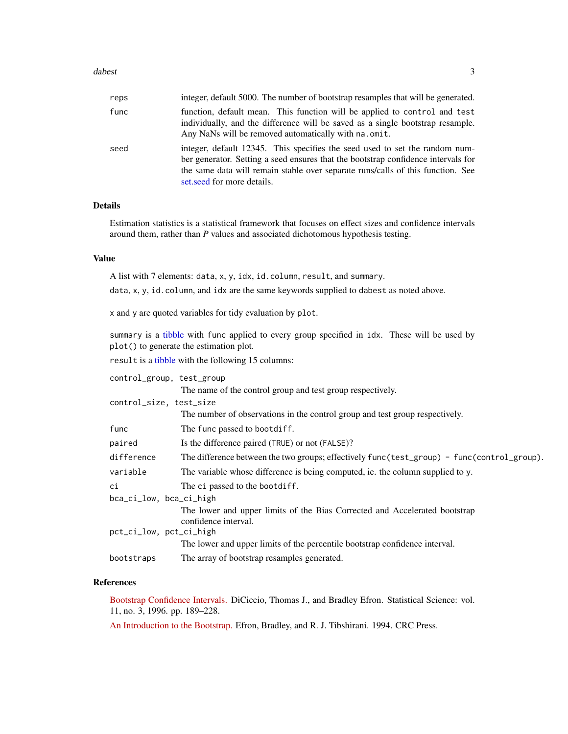| | |
|---|---|
| reps | integer, default 5000. The number of bootstrap resamples that will be generated. |
| func | function, default mean. This function will be applied to `control` and `test` individually, and the difference will be saved as a single bootstrap resample. Any NaNs will be removed automatically with `na.omit`. |
| seed | integer, default 12345. This specifies the seed used to set the random number generator. Setting a seed ensures that the bootstrap confidence intervals for the same data will remain stable over separate runs/calls of this function. See set.seed for more details. |

## Details

Estimation statistics is a statistical framework that focuses on effect sizes and confidence intervals around them, rather than *P* values and associated dichotomous hypothesis testing.

## Value

A list with 7 elements: `data`, `x`, `y`, `idx`, `id.column`, `result`, and `summary`.

`data`, `x`, `y`, `id.column`, and `idx` are the same keywords supplied to `dabest` as noted above.

`x` and `y` are quoted variables for tidy evaluation by `plot`.

`summary` is a tibble with `func` applied to every group specified in `idx`. These will be used by `plot()` to generate the estimation plot.

`result` is a tibble with the following 15 columns:

| | |
|---|---|
| control_group, test_group | The name of the control group and test group respectively. |
| control_size, test_size | The number of observations in the control group and test group respectively. |
| func | The `func` passed to `bootdiff`. |
| paired | Is the difference paired (`TRUE`) or not (`FALSE`)? |
| difference | The difference between the two groups; effectively `func(test_group) - func(control_group)`. |
| variable | The variable whose difference is being computed, ie. the column supplied to `y`. |
| ci | The `ci` passed to the `bootdiff`. |
| bca_ci_low, bca_ci_high | The lower and upper limits of the Bias Corrected and Accelerated bootstrap confidence interval. |
| pct_ci_low, pct_ci_high | The lower and upper limits of the percentile bootstrap confidence interval. |
| bootstraps | The array of bootstrap resamples generated. |

## References

Bootstrap Confidence Intervals. DiCiccio, Thomas J., and Bradley Efron. Statistical Science: vol. 11, no. 3, 1996. pp. 189–228.

An Introduction to the Bootstrap. Efron, Bradley, and R. J. Tibshirani. 1994. CRC Press.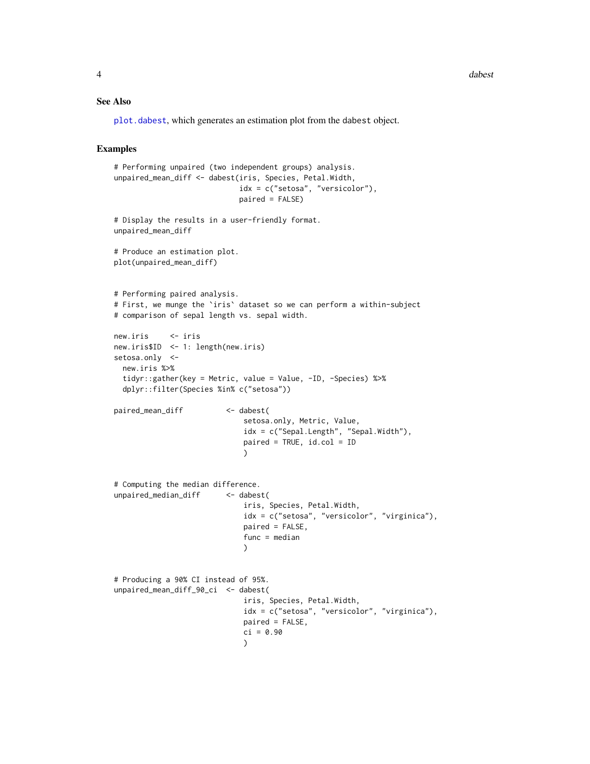## See Also

`plot.dabest`, which generates an estimation plot from the `dabest` object.

## Examples

```
# Performing unpaired (two independent groups) analysis.
unpaired_mean_diff <- dabest(iris, Species, Petal.Width,
                             idx = c("setosa", "versicolor"),
                             paired = FALSE)

# Display the results in a user-friendly format.
unpaired_mean_diff

# Produce an estimation plot.
plot(unpaired_mean_diff)


# Performing paired analysis.
# First, we munge the `iris` dataset so we can perform a within-subject
# comparison of sepal length vs. sepal width.

new.iris     <- iris
new.iris$ID  <- 1: length(new.iris)
setosa.only  <-
  new.iris %>%
  tidyr::gather(key = Metric, value = Value, -ID, -Species) %>%
  dplyr::filter(Species %in% c("setosa"))

paired_mean_diff          <- dabest(
                              setosa.only, Metric, Value,
                              idx = c("Sepal.Length", "Sepal.Width"),
                              paired = TRUE, id.col = ID
                              )


# Computing the median difference.
unpaired_median_diff      <- dabest(
                              iris, Species, Petal.Width,
                              idx = c("setosa", "versicolor", "virginica"),
                              paired = FALSE,
                              func = median
                              )


# Producing a 90% CI instead of 95%.
unpaired_mean_diff_90_ci  <- dabest(
                              iris, Species, Petal.Width,
                              idx = c("setosa", "versicolor", "virginica"),
                              paired = FALSE,
                              ci = 0.90
                              )
```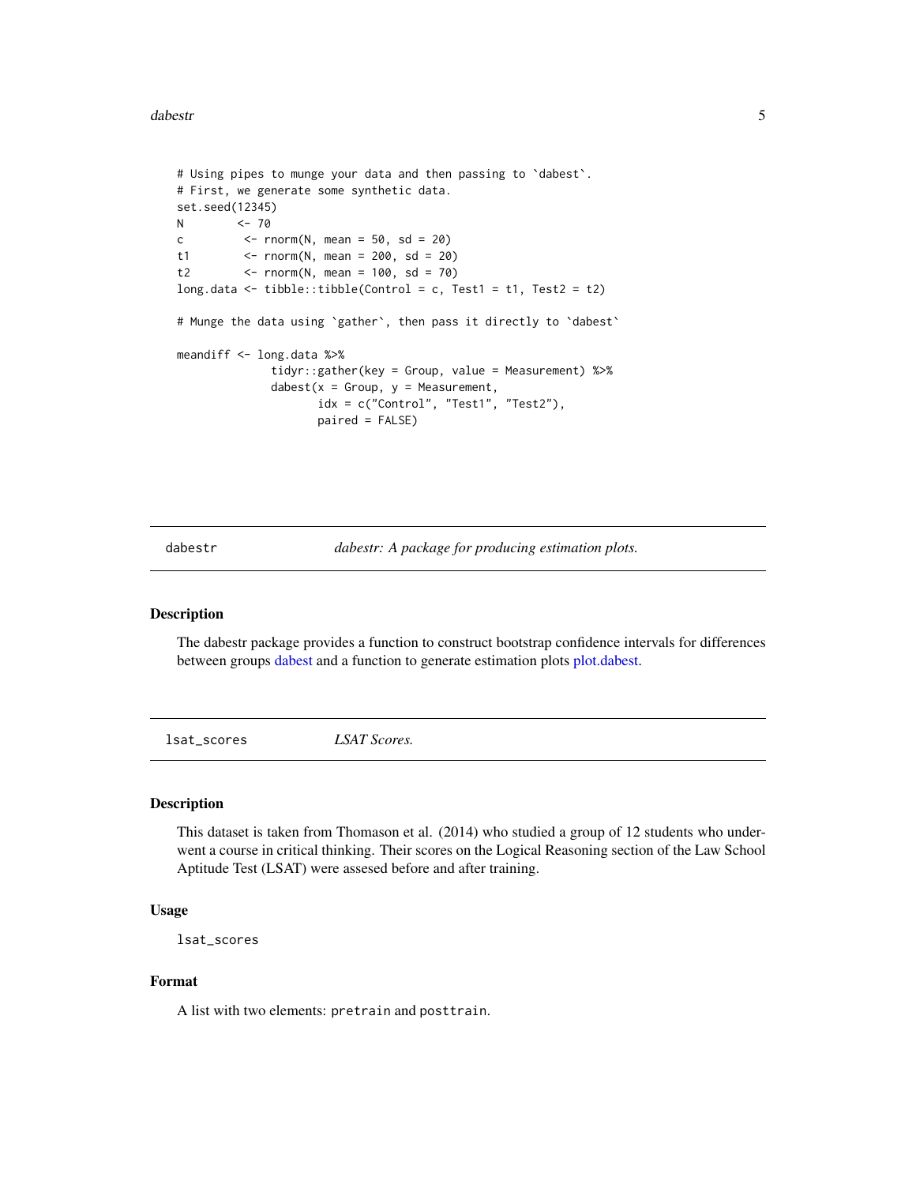```
# Using pipes to munge your data and then passing to `dabest`.
# First, we generate some synthetic data.
set.seed(12345)
N        <- 70
c         <- rnorm(N, mean = 50, sd = 20)
t1        <- rnorm(N, mean = 200, sd = 20)
t2        <- rnorm(N, mean = 100, sd = 70)
long.data <- tibble::tibble(Control = c, Test1 = t1, Test2 = t2)

# Munge the data using `gather`, then pass it directly to `dabest`

meandiff <- long.data %>%
              tidyr::gather(key = Group, value = Measurement) %>%
              dabest(x = Group, y = Measurement,
                     idx = c("Control", "Test1", "Test2"),
                     paired = FALSE)
```

## dabestr — *dabestr: A package for producing estimation plots.*

### Description

The dabestr package provides a function to construct bootstrap confidence intervals for differences between groups dabest and a function to generate estimation plots plot.dabest.

## lsat_scores — *LSAT Scores.*

### Description

This dataset is taken from Thomason et al. (2014) who studied a group of 12 students who underwent a course in critical thinking. Their scores on the Logical Reasoning section of the Law School Aptitude Test (LSAT) were assesed before and after training.

### Usage

```
lsat_scores
```

### Format

A list with two elements: `pretrain` and `posttrain`.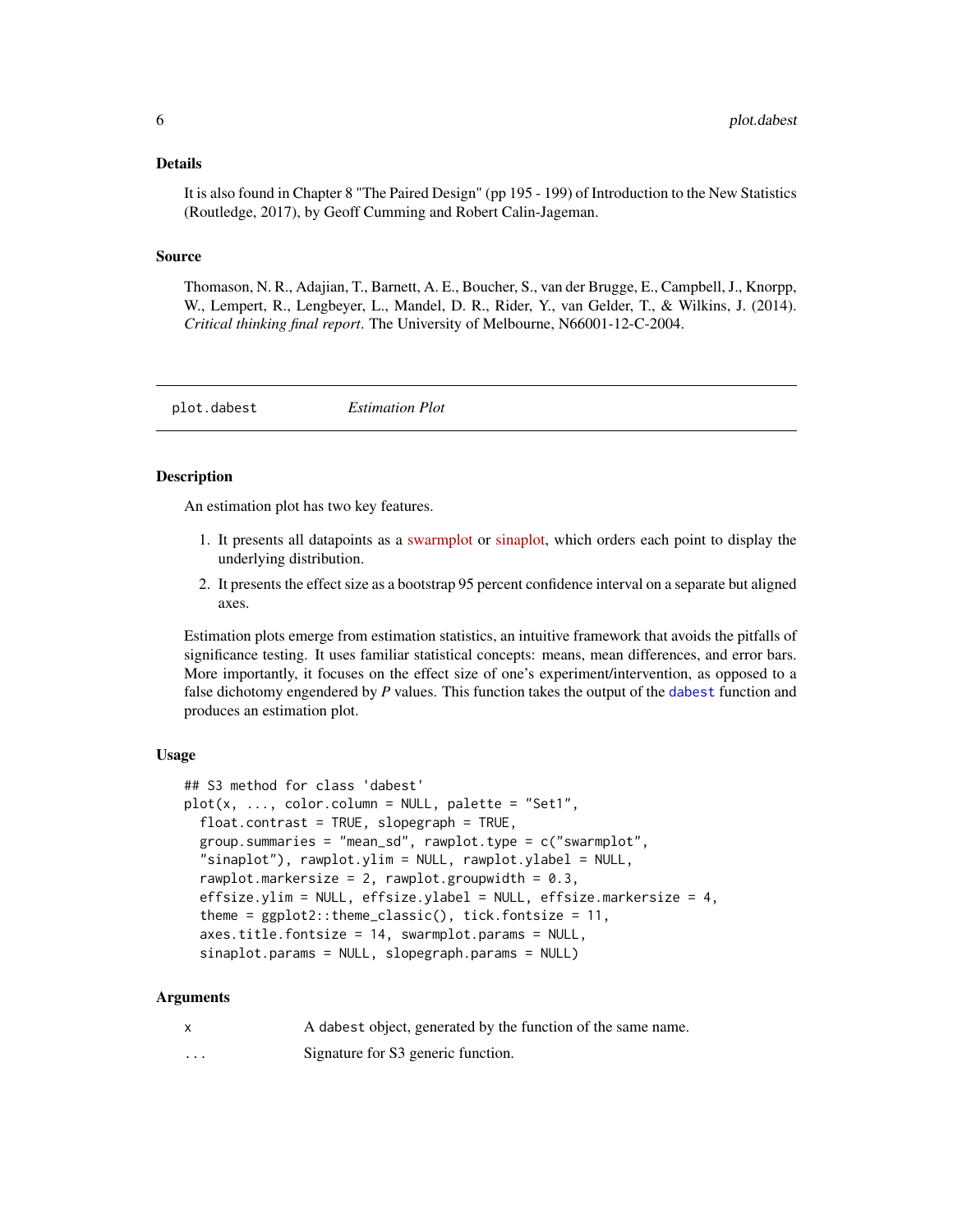### Details

It is also found in Chapter 8 "The Paired Design" (pp 195 - 199) of Introduction to the New Statistics (Routledge, 2017), by Geoff Cumming and Robert Calin-Jageman.

### Source

Thomason, N. R., Adajian, T., Barnett, A. E., Boucher, S., van der Brugge, E., Campbell, J., Knorpp, W., Lempert, R., Lengbeyer, L., Mandel, D. R., Rider, Y., van Gelder, T., & Wilkins, J. (2014). *Critical thinking final report*. The University of Melbourne, N66001-12-C-2004.

---

## plot.dabest *Estimation Plot*

### Description

An estimation plot has two key features.

1. It presents all datapoints as a swarmplot or sinaplot, which orders each point to display the underlying distribution.
2. It presents the effect size as a bootstrap 95 percent confidence interval on a separate but aligned axes.

Estimation plots emerge from estimation statistics, an intuitive framework that avoids the pitfalls of significance testing. It uses familiar statistical concepts: means, mean differences, and error bars. More importantly, it focuses on the effect size of one's experiment/intervention, as opposed to a false dichotomy engendered by *P* values. This function takes the output of the `dabest` function and produces an estimation plot.

### Usage

```
## S3 method for class 'dabest'
plot(x, ..., color.column = NULL, palette = "Set1",
  float.contrast = TRUE, slopegraph = TRUE,
  group.summaries = "mean_sd", rawplot.type = c("swarmplot",
  "sinaplot"), rawplot.ylim = NULL, rawplot.ylabel = NULL,
  rawplot.markersize = 2, rawplot.groupwidth = 0.3,
  effsize.ylim = NULL, effsize.ylabel = NULL, effsize.markersize = 4,
  theme = ggplot2::theme_classic(), tick.fontsize = 11,
  axes.title.fontsize = 14, swarmplot.params = NULL,
  sinaplot.params = NULL, slopegraph.params = NULL)
```

### Arguments

| | |
|---|---|
| `x` | A `dabest` object, generated by the function of the same name. |
| `...` | Signature for S3 generic function. |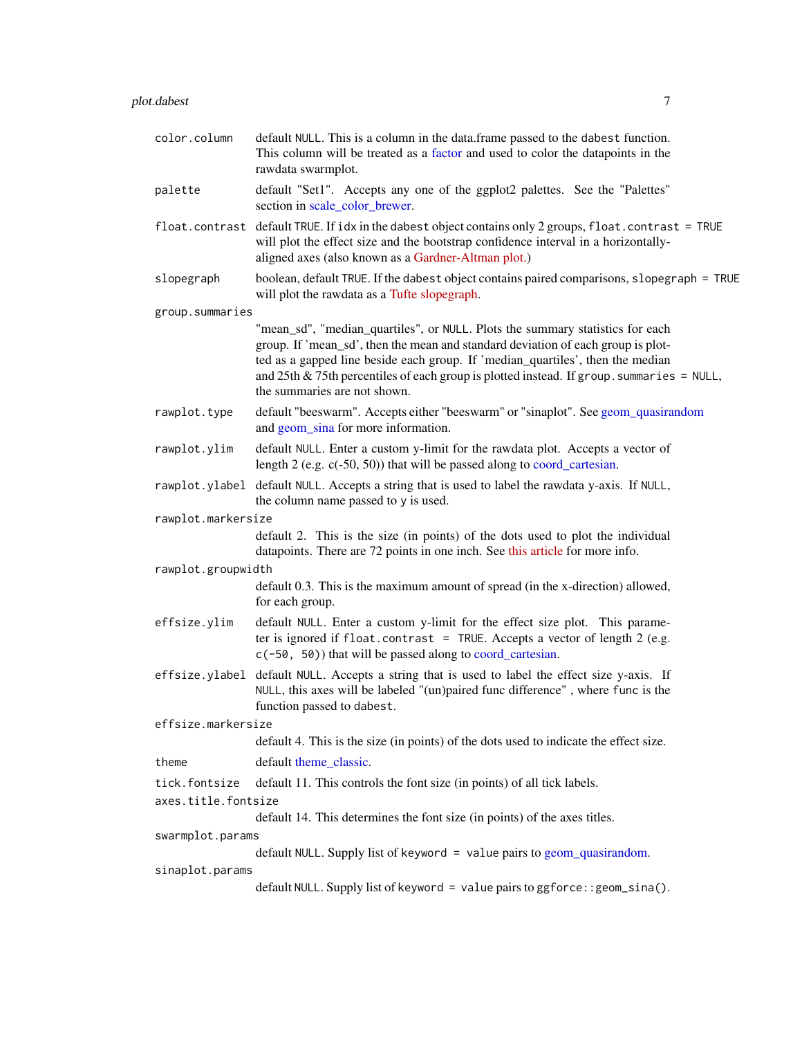`color.column`
: default `NULL`. This is a column in the data.frame passed to the `dabest` function. This column will be treated as a factor and used to color the datapoints in the rawdata swarmplot.

`palette`
: default "Set1". Accepts any one of the ggplot2 palettes. See the "Palettes" section in scale_color_brewer.

`float.contrast`
: default `TRUE`. If `idx` in the `dabest` object contains only 2 groups, `float.contrast = TRUE` will plot the effect size and the bootstrap confidence interval in a horizontally-aligned axes (also known as a Gardner-Altman plot.)

`slopegraph`
: boolean, default `TRUE`. If the `dabest` object contains paired comparisons, `slopegraph = TRUE` will plot the rawdata as a Tufte slopegraph.

`group.summaries`
: "mean_sd", "median_quartiles", or `NULL`. Plots the summary statistics for each group. If 'mean_sd', then the mean and standard deviation of each group is plotted as a gapped line beside each group. If 'median_quartiles', then the median and 25th & 75th percentiles of each group is plotted instead. If `group.summaries = NULL`, the summaries are not shown.

`rawplot.type`
: default "beeswarm". Accepts either "beeswarm" or "sinaplot". See geom_quasirandom and geom_sina for more information.

`rawplot.ylim`
: default `NULL`. Enter a custom y-limit for the rawdata plot. Accepts a vector of length 2 (e.g. c(-50, 50)) that will be passed along to coord_cartesian.

`rawplot.ylabel`
: default `NULL`. Accepts a string that is used to label the rawdata y-axis. If `NULL`, the column name passed to `y` is used.

`rawplot.markersize`
: default 2. This is the size (in points) of the dots used to plot the individual datapoints. There are 72 points in one inch. See this article for more info.

`rawplot.groupwidth`
: default 0.3. This is the maximum amount of spread (in the x-direction) allowed, for each group.

`effsize.ylim`
: default `NULL`. Enter a custom y-limit for the effect size plot. This parameter is ignored if `float.contrast = TRUE`. Accepts a vector of length 2 (e.g. `c(-50, 50)`) that will be passed along to coord_cartesian.

`effsize.ylabel`
: default `NULL`. Accepts a string that is used to label the effect size y-axis. If `NULL`, this axes will be labeled "(un)paired func difference" , where `func` is the function passed to `dabest`.

`effsize.markersize`
: default 4. This is the size (in points) of the dots used to indicate the effect size.

`theme`
: default theme_classic.

`tick.fontsize`
: default 11. This controls the font size (in points) of all tick labels.

`axes.title.fontsize`
: default 14. This determines the font size (in points) of the axes titles.

`swarmplot.params`
: default `NULL`. Supply list of `keyword = value` pairs to geom_quasirandom.

`sinaplot.params`
: default `NULL`. Supply list of `keyword = value` pairs to `ggforce::geom_sina()`.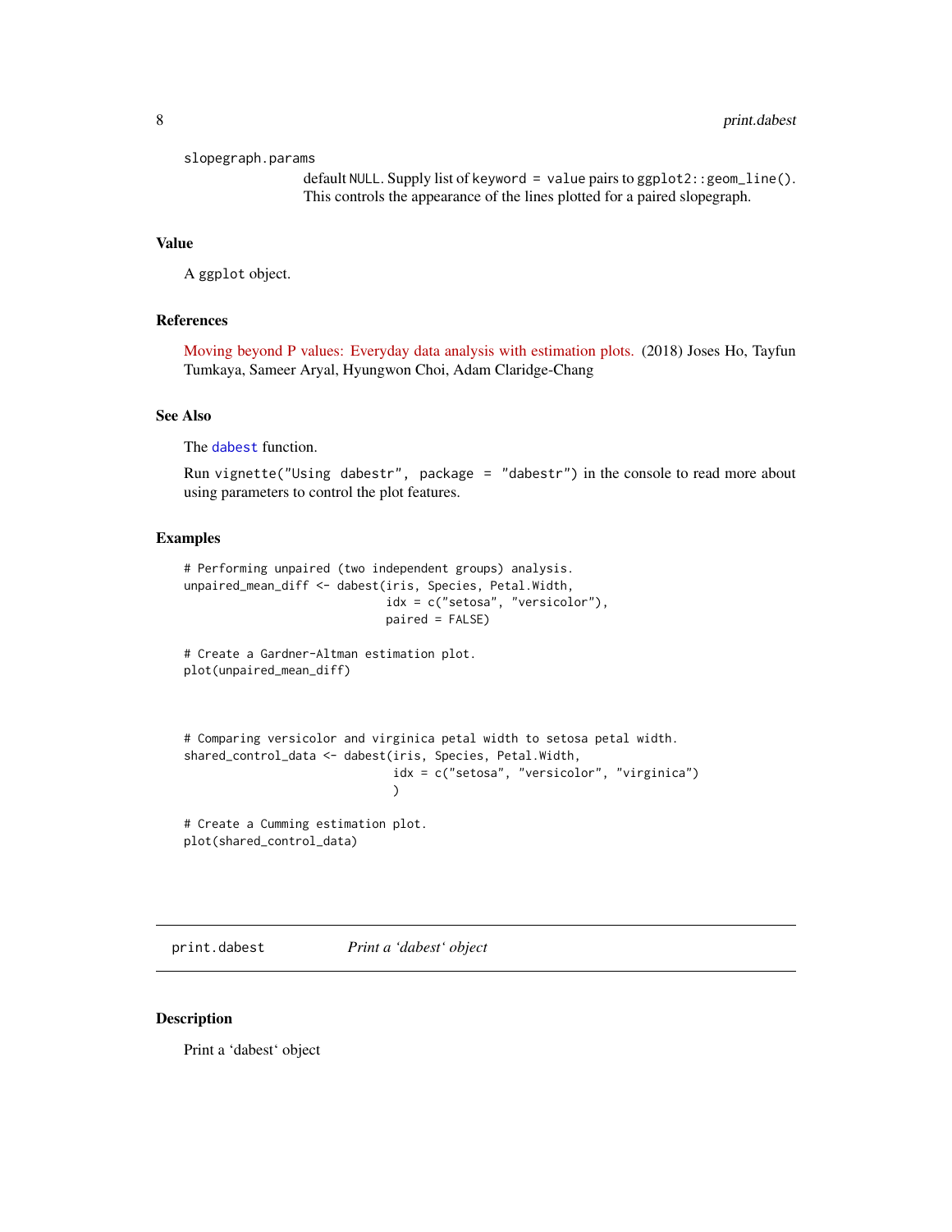`slopegraph.params`
: default `NULL`. Supply list of `keyword = value` pairs to `ggplot2::geom_line()`. This controls the appearance of the lines plotted for a paired slopegraph.

### Value

A `ggplot` object.

### References

Moving beyond P values: Everyday data analysis with estimation plots. (2018) Joses Ho, Tayfun Tumkaya, Sameer Aryal, Hyungwon Choi, Adam Claridge-Chang

### See Also

The `dabest` function.

Run `vignette("Using dabestr", package = "dabestr")` in the console to read more about using parameters to control the plot features.

### Examples

```
# Performing unpaired (two independent groups) analysis.
unpaired_mean_diff <- dabest(iris, Species, Petal.Width,
                             idx = c("setosa", "versicolor"),
                             paired = FALSE)

# Create a Gardner-Altman estimation plot.
plot(unpaired_mean_diff)



# Comparing versicolor and virginica petal width to setosa petal width.
shared_control_data <- dabest(iris, Species, Petal.Width,
                              idx = c("setosa", "versicolor", "virginica")
                              )

# Create a Cumming estimation plot.
plot(shared_control_data)
```

---

## print.dabest *Print a ‘dabest‘ object*

---

### Description

Print a ‘dabest‘ object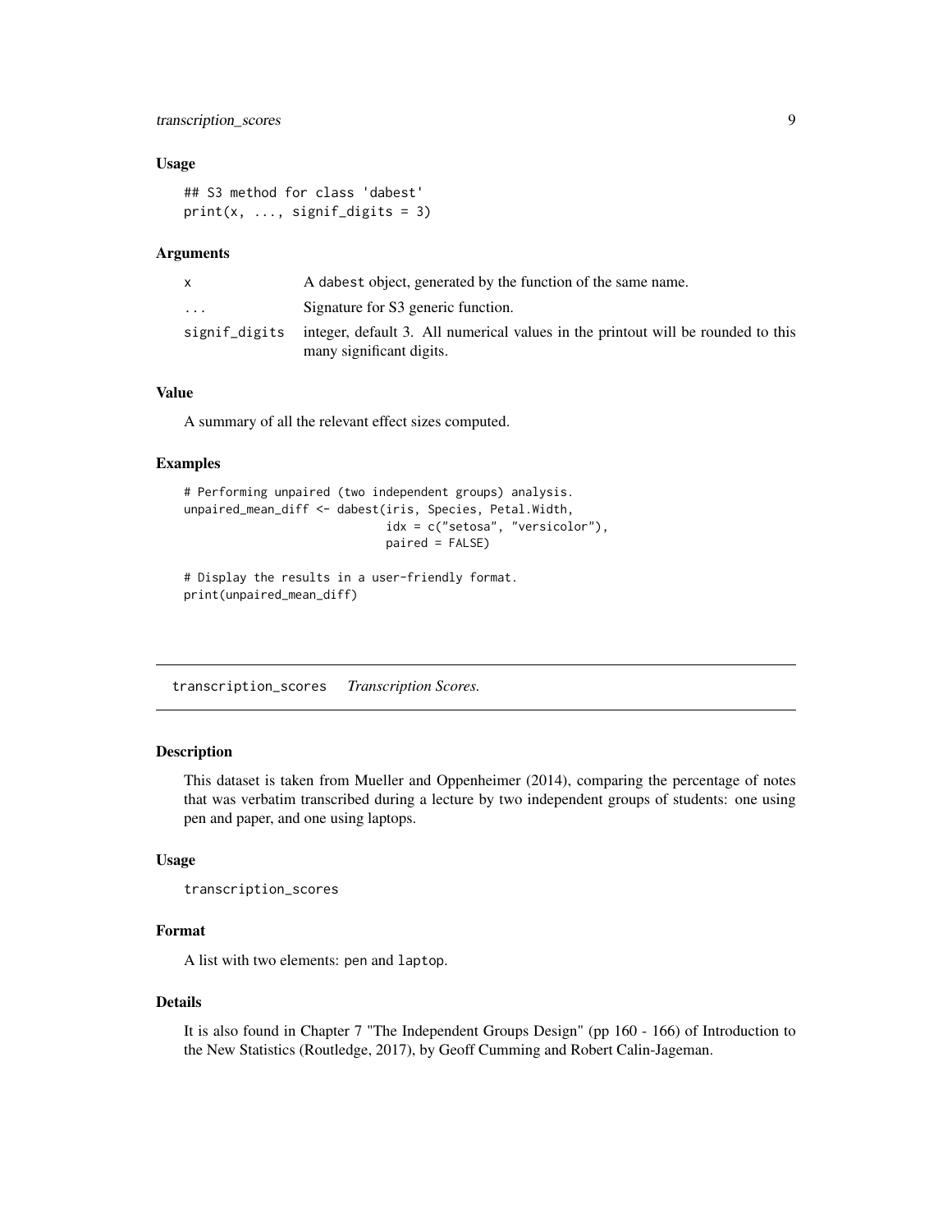### Usage

```
## S3 method for class 'dabest'
print(x, ..., signif_digits = 3)
```

### Arguments

| | |
|---|---|
| x | A dabest object, generated by the function of the same name. |
| ... | Signature for S3 generic function. |
| signif_digits | integer, default 3. All numerical values in the printout will be rounded to this many significant digits. |

### Value

A summary of all the relevant effect sizes computed.

### Examples

```
# Performing unpaired (two independent groups) analysis.
unpaired_mean_diff <- dabest(iris, Species, Petal.Width,
                             idx = c("setosa", "versicolor"),
                             paired = FALSE)

# Display the results in a user-friendly format.
print(unpaired_mean_diff)
```

---

## transcription_scores    *Transcription Scores.*

---

### Description

This dataset is taken from Mueller and Oppenheimer (2014), comparing the percentage of notes that was verbatim transcribed during a lecture by two independent groups of students: one using pen and paper, and one using laptops.

### Usage

```
transcription_scores
```

### Format

A list with two elements: pen and laptop.

### Details

It is also found in Chapter 7 "The Independent Groups Design" (pp 160 - 166) of Introduction to the New Statistics (Routledge, 2017), by Geoff Cumming and Robert Calin-Jageman.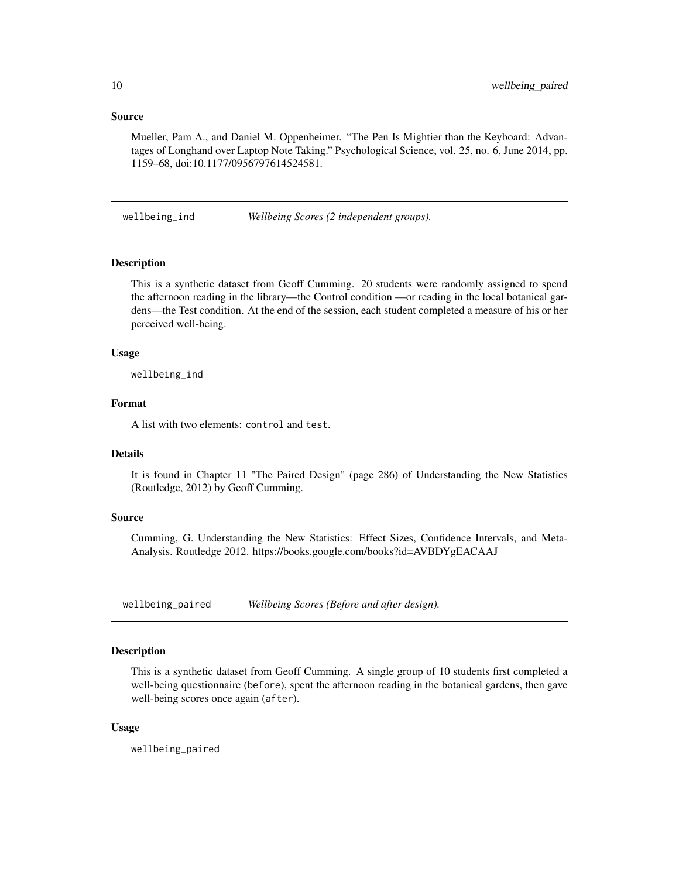### Source

Mueller, Pam A., and Daniel M. Oppenheimer. "The Pen Is Mightier than the Keyboard: Advantages of Longhand over Laptop Note Taking." Psychological Science, vol. 25, no. 6, June 2014, pp. 1159–68, doi:10.1177/0956797614524581.

---

## wellbeing_ind — *Wellbeing Scores (2 independent groups).*

### Description

This is a synthetic dataset from Geoff Cumming. 20 students were randomly assigned to spend the afternoon reading in the library—the Control condition —or reading in the local botanical gardens—the Test condition. At the end of the session, each student completed a measure of his or her perceived well-being.

### Usage

```
wellbeing_ind
```

### Format

A list with two elements: `control` and `test`.

### Details

It is found in Chapter 11 "The Paired Design" (page 286) of Understanding the New Statistics (Routledge, 2012) by Geoff Cumming.

### Source

Cumming, G. Understanding the New Statistics: Effect Sizes, Confidence Intervals, and Meta-Analysis. Routledge 2012. https://books.google.com/books?id=AVBDYgEACAAJ

---

## wellbeing_paired — *Wellbeing Scores (Before and after design).*

### Description

This is a synthetic dataset from Geoff Cumming. A single group of 10 students first completed a well-being questionnaire (`before`), spent the afternoon reading in the botanical gardens, then gave well-being scores once again (`after`).

### Usage

```
wellbeing_paired
```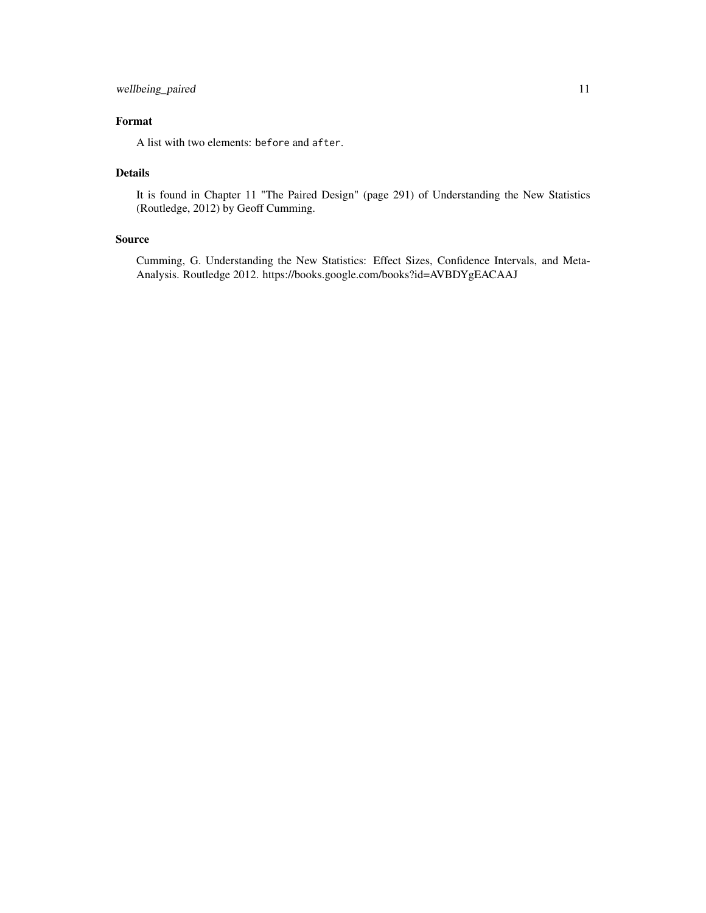### Format

A list with two elements: `before` and `after`.

### Details

It is found in Chapter 11 "The Paired Design" (page 291) of Understanding the New Statistics (Routledge, 2012) by Geoff Cumming.

### Source

Cumming, G. Understanding the New Statistics: Effect Sizes, Confidence Intervals, and Meta-Analysis. Routledge 2012. https://books.google.com/books?id=AVBDYgEACAAJ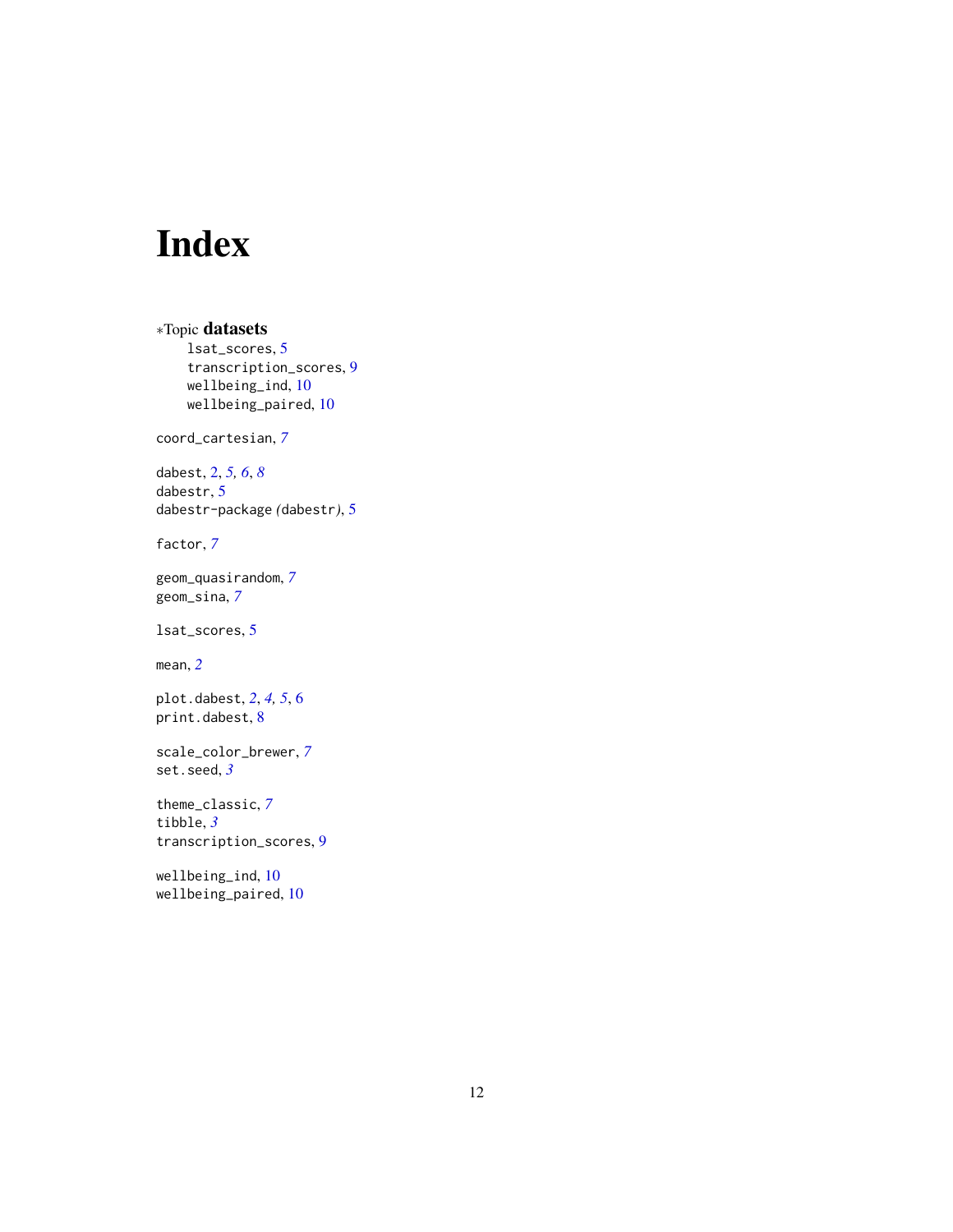# Index

*Topic **datasets**
- lsat_scores, 5
- transcription_scores, 9
- wellbeing_ind, 10
- wellbeing_paired, 10

coord_cartesian, *7*

dabest, 2, *5, 6*, *8*
dabestr, 5
dabestr-package *(*dabestr*)*, 5

factor, *7*

geom_quasirandom, *7*
geom_sina, *7*

lsat_scores, 5

mean, *2*

plot.dabest, *2*, *4, 5*, 6
print.dabest, 8

scale_color_brewer, *7*
set.seed, *3*

theme_classic, *7*
tibble, *3*
transcription_scores, 9

wellbeing_ind, 10
wellbeing_paired, 10